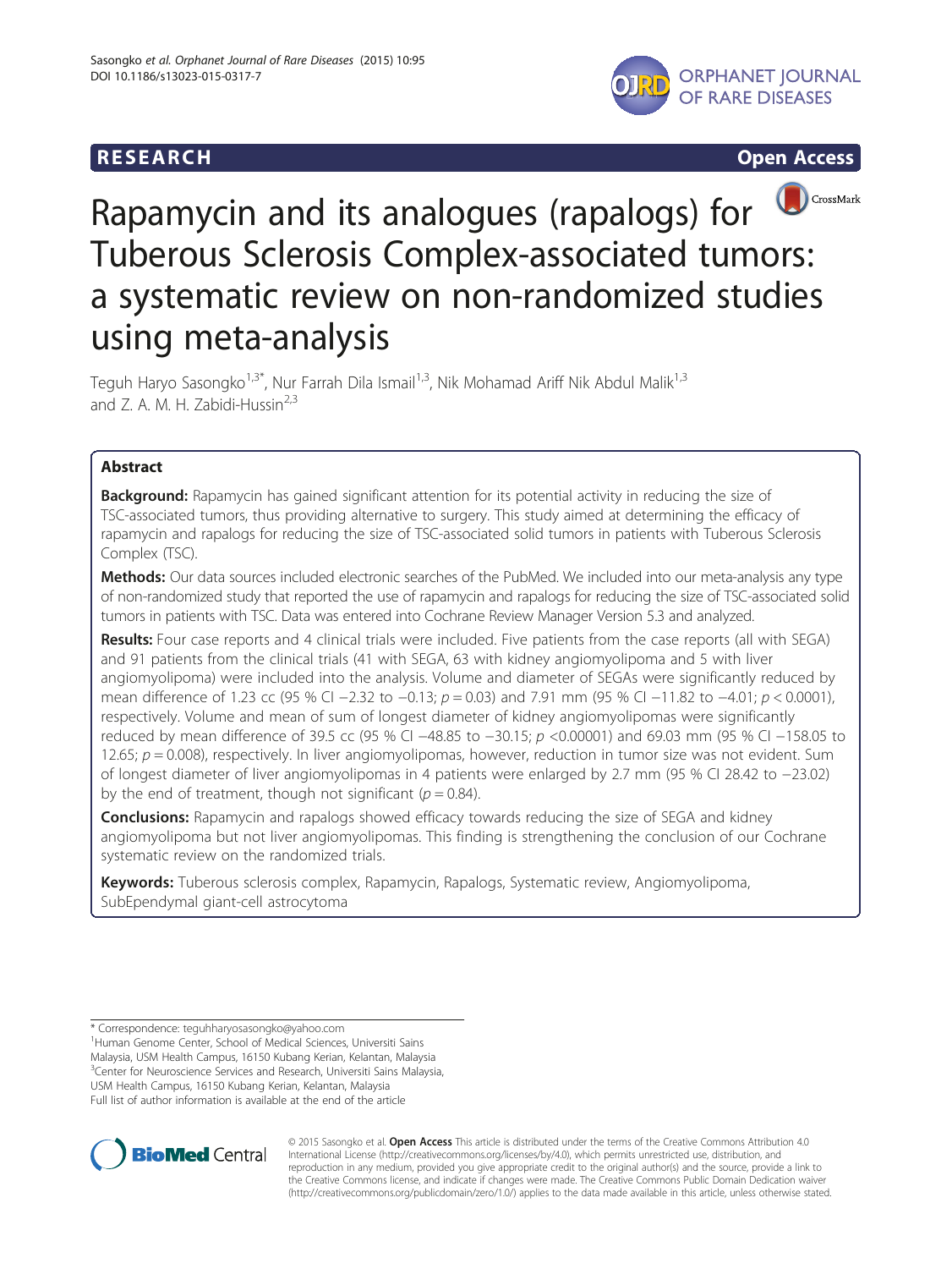RESEARCH Open Access

# Rapamycin and its analogues (rapalogs) for Tuberous Sclerosis Complex-associated tumors: a systematic review on non-randomized studies using meta-analysis

Teguh Haryo Sasongko[1,3*], Nur Farrah Dila Ismail[1,3], Nik Mohamad Ariff Nik Abdul Malik[1,3] and Z. A. M. H. Zabidi-Hussin[2,3]

## Abstract

**Background:** Rapamycin has gained significant attention for its potential activity in reducing the size of TSC-associated tumors, thus providing alternative to surgery. This study aimed at determining the efficacy of rapamycin and rapalogs for reducing the size of TSC-associated solid tumors in patients with Tuberous Sclerosis Complex (TSC).

**Methods:** Our data sources included electronic searches of the PubMed. We included into our meta-analysis any type of non-randomized study that reported the use of rapamycin and rapalogs for reducing the size of TSC-associated solid tumors in patients with TSC. Data was entered into Cochrane Review Manager Version 5.3 and analyzed.

**Results:** Four case reports and 4 clinical trials were included. Five patients from the case reports (all with SEGA) and 91 patients from the clinical trials (41 with SEGA, 63 with kidney angiomyolipoma and 5 with liver angiomyolipoma) were included into the analysis. Volume and diameter of SEGAs were significantly reduced by mean difference of 1.23 cc (95 % CI −2.32 to −0.13; $p = 0.03$) and 7.91 mm (95 % CI −11.82 to −4.01; $p < 0.0001$), respectively. Volume and mean of sum of longest diameter of kidney angiomyolipomas were significantly reduced by mean difference of 39.5 cc (95 % CI −48.85 to −30.15; $p < 0.00001$) and 69.03 mm (95 % CI −158.05 to 12.65; $p = 0.008$), respectively. In liver angiomyolipomas, however, reduction in tumor size was not evident. Sum of longest diameter of liver angiomyolipomas in 4 patients were enlarged by 2.7 mm (95 % CI 28.42 to −23.02) by the end of treatment, though not significant ($p = 0.84$).

**Conclusions:** Rapamycin and rapalogs showed efficacy towards reducing the size of SEGA and kidney angiomyolipoma but not liver angiomyolipomas. This finding is strengthening the conclusion of our Cochrane systematic review on the randomized trials.

**Keywords:** Tuberous sclerosis complex, Rapamycin, Rapalogs, Systematic review, Angiomyolipoma, SubEpendymal giant-cell astrocytoma

* Correspondence: teguhharyosasongko@yahoo.com
[1]Human Genome Center, School of Medical Sciences, Universiti Sains Malaysia, USM Health Campus, 16150 Kubang Kerian, Kelantan, Malaysia
[3]Center for Neuroscience Services and Research, Universiti Sains Malaysia, USM Health Campus, 16150 Kubang Kerian, Kelantan, Malaysia
Full list of author information is available at the end of the article

© 2015 Sasongko et al. **Open Access** This article is distributed under the terms of the Creative Commons Attribution 4.0 International License (http://creativecommons.org/licenses/by/4.0/), which permits unrestricted use, distribution, and reproduction in any medium, provided you give appropriate credit to the original author(s) and the source, provide a link to the Creative Commons license, and indicate if changes were made. The Creative Commons Public Domain Dedication waiver (http://creativecommons.org/publicdomain/zero/1.0/) applies to the data made available in this article, unless otherwise stated.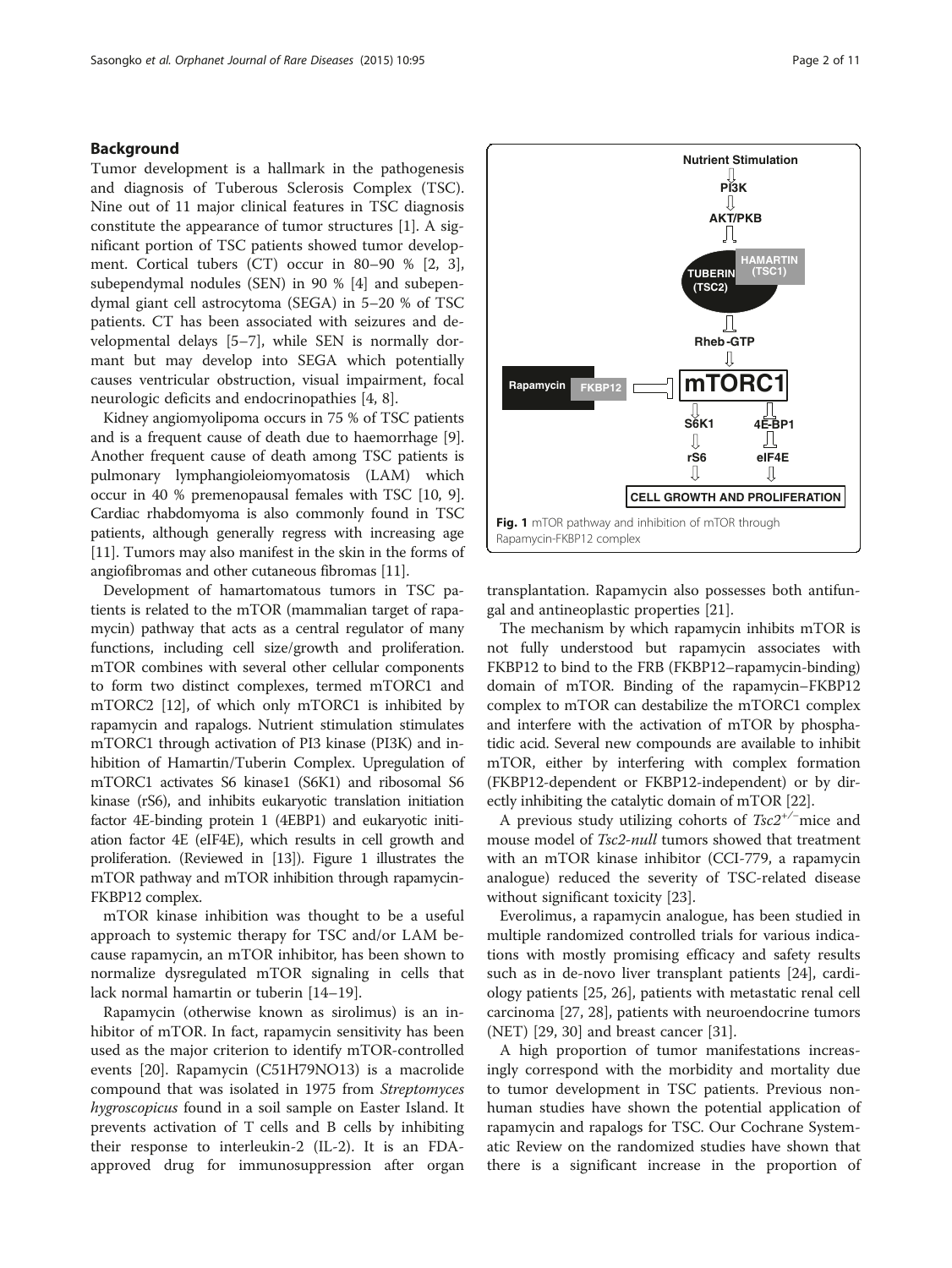## Background

Tumor development is a hallmark in the pathogenesis and diagnosis of Tuberous Sclerosis Complex (TSC). Nine out of 11 major clinical features in TSC diagnosis constitute the appearance of tumor structures [1]. A significant portion of TSC patients showed tumor development. Cortical tubers (CT) occur in 80–90 % [2, 3], subependymal nodules (SEN) in 90 % [4] and subependymal giant cell astrocytoma (SEGA) in 5–20 % of TSC patients. CT has been associated with seizures and developmental delays [5–7], while SEN is normally dormant but may develop into SEGA which potentially causes ventricular obstruction, visual impairment, focal neurologic deficits and endocrinopathies [4, 8].

Kidney angiomyolipoma occurs in 75 % of TSC patients and is a frequent cause of death due to haemorrhage [9]. Another frequent cause of death among TSC patients is pulmonary lymphangioleiomyomatosis (LAM) which occur in 40 % premenopausal females with TSC [10, 9]. Cardiac rhabdomyoma is also commonly found in TSC patients, although generally regress with increasing age [11]. Tumors may also manifest in the skin in the forms of angiofibromas and other cutaneous fibromas [11].

Development of hamartomatous tumors in TSC patients is related to the mTOR (mammalian target of rapamycin) pathway that acts as a central regulator of many functions, including cell size/growth and proliferation. mTOR combines with several other cellular components to form two distinct complexes, termed mTORC1 and mTORC2 [12], of which only mTORC1 is inhibited by rapamycin and rapalogs. Nutrient stimulation stimulates mTORC1 through activation of PI3 kinase (PI3K) and inhibition of Hamartin/Tuberin Complex. Upregulation of mTORC1 activates S6 kinase1 (S6K1) and ribosomal S6 kinase (rS6), and inhibits eukaryotic translation initiation factor 4E-binding protein 1 (4EBP1) and eukaryotic initiation factor 4E (eIF4E), which results in cell growth and proliferation. (Reviewed in [13]). Figure 1 illustrates the mTOR pathway and mTOR inhibition through rapamycin-FKBP12 complex.

Fig. 1 mTOR pathway and inhibition of mTOR through Rapamycin-FKBP12 complex

mTOR kinase inhibition was thought to be a useful approach to systemic therapy for TSC and/or LAM because rapamycin, an mTOR inhibitor, has been shown to normalize dysregulated mTOR signaling in cells that lack normal hamartin or tuberin [14–19].

Rapamycin (otherwise known as sirolimus) is an inhibitor of mTOR. In fact, rapamycin sensitivity has been used as the major criterion to identify mTOR-controlled events [20]. Rapamycin ($C_{51}H_{79}NO_{13}$) is a macrolide compound that was isolated in 1975 from *Streptomyces hygroscopicus* found in a soil sample on Easter Island. It prevents activation of T cells and B cells by inhibiting their response to interleukin-2 (IL-2). It is an FDA-approved drug for immunosuppression after organ transplantation. Rapamycin also possesses both antifungal and antineoplastic properties [21].

The mechanism by which rapamycin inhibits mTOR is not fully understood but rapamycin associates with FKBP12 to bind to the FRB (FKBP12–rapamycin-binding) domain of mTOR. Binding of the rapamycin–FKBP12 complex to mTOR can destabilize the mTORC1 complex and interfere with the activation of mTOR by phosphatidic acid. Several new compounds are available to inhibit mTOR, either by interfering with complex formation (FKBP12-dependent or FKBP12-independent) or by directly inhibiting the catalytic domain of mTOR [22].

A previous study utilizing cohorts of *Tsc2*$^{+/-}$mice and mouse model of *Tsc2-null* tumors showed that treatment with an mTOR kinase inhibitor (CCI-779, a rapamycin analogue) reduced the severity of TSC-related disease without significant toxicity [23].

Everolimus, a rapamycin analogue, has been studied in multiple randomized controlled trials for various indications with mostly promising efficacy and safety results such as in de-novo liver transplant patients [24], cardiology patients [25, 26], patients with metastatic renal cell carcinoma [27, 28], patients with neuroendocrine tumors (NET) [29, 30] and breast cancer [31].

A high proportion of tumor manifestations increasingly correspond with the morbidity and mortality due to tumor development in TSC patients. Previous non-human studies have shown the potential application of rapamycin and rapalogs for TSC. Our Cochrane Systematic Review on the randomized studies have shown that there is a significant increase in the proportion of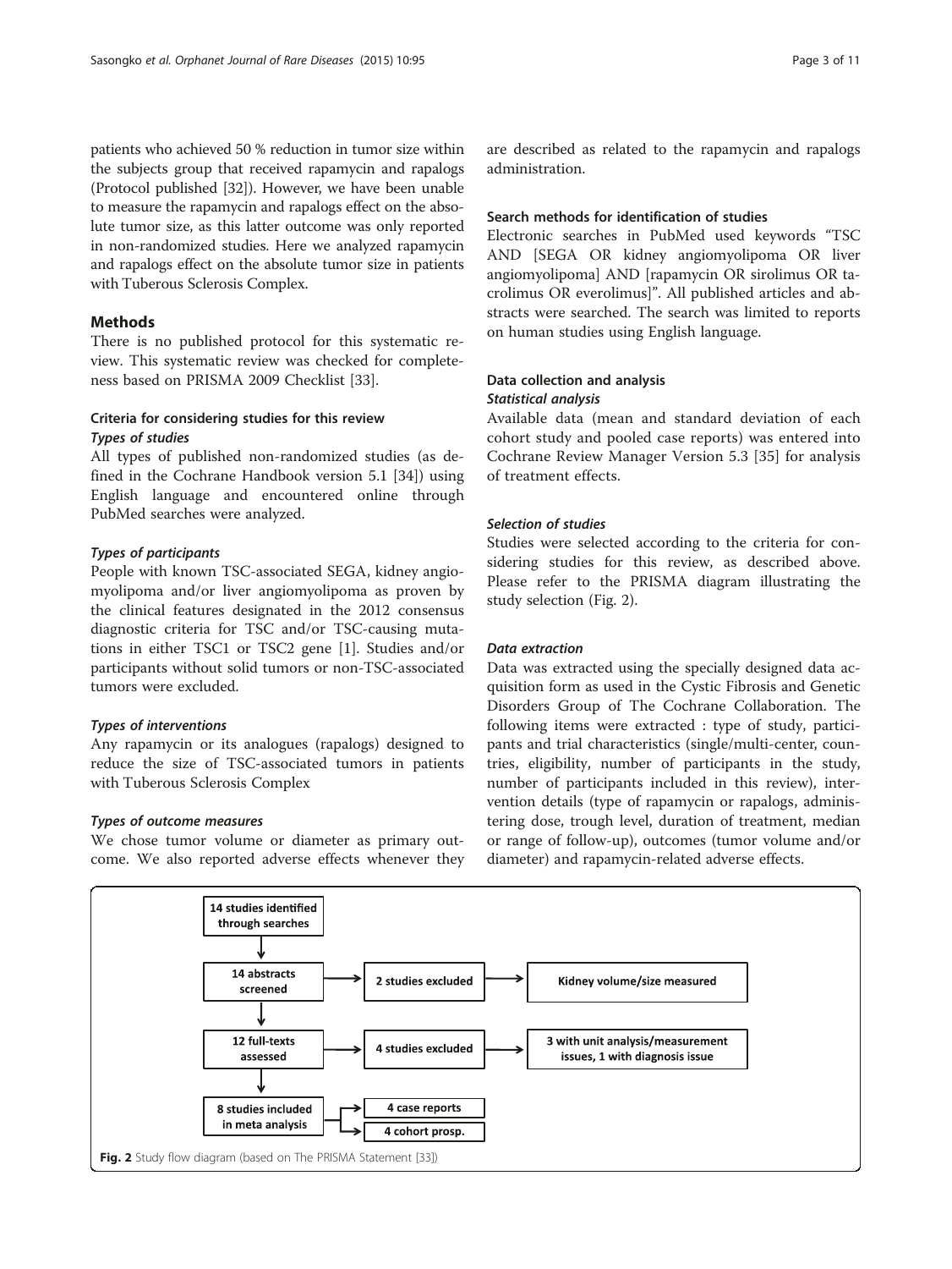patients who achieved 50 % reduction in tumor size within the subjects group that received rapamycin and rapalogs (Protocol published [32]). However, we have been unable to measure the rapamycin and rapalogs effect on the absolute tumor size, as this latter outcome was only reported in non-randomized studies. Here we analyzed rapamycin and rapalogs effect on the absolute tumor size in patients with Tuberous Sclerosis Complex.

## Methods

There is no published protocol for this systematic review. This systematic review was checked for completeness based on PRISMA 2009 Checklist [33].

### Criteria for considering studies for this review

#### *Types of studies*

All types of published non-randomized studies (as defined in the Cochrane Handbook version 5.1 [34]) using English language and encountered online through PubMed searches were analyzed.

#### *Types of participants*

People with known TSC-associated SEGA, kidney angiomyolipoma and/or liver angiomyolipoma as proven by the clinical features designated in the 2012 consensus diagnostic criteria for TSC and/or TSC-causing mutations in either TSC1 or TSC2 gene [1]. Studies and/or participants without solid tumors or non-TSC-associated tumors were excluded.

#### *Types of interventions*

Any rapamycin or its analogues (rapalogs) designed to reduce the size of TSC-associated tumors in patients with Tuberous Sclerosis Complex

#### *Types of outcome measures*

We chose tumor volume or diameter as primary outcome. We also reported adverse effects whenever they are described as related to the rapamycin and rapalogs administration.

### Search methods for identification of studies

Electronic searches in PubMed used keywords "TSC AND [SEGA OR kidney angiomyolipoma OR liver angiomyolipoma] AND [rapamycin OR sirolimus OR tacrolimus OR everolimus]". All published articles and abstracts were searched. The search was limited to reports on human studies using English language.

### Data collection and analysis

#### *Statistical analysis*

Available data (mean and standard deviation of each cohort study and pooled case reports) was entered into Cochrane Review Manager Version 5.3 [35] for analysis of treatment effects.

#### *Selection of studies*

Studies were selected according to the criteria for considering studies for this review, as described above. Please refer to the PRISMA diagram illustrating the study selection (Fig. 2).

#### *Data extraction*

Data was extracted using the specially designed data acquisition form as used in the Cystic Fibrosis and Genetic Disorders Group of The Cochrane Collaboration. The following items were extracted : type of study, participants and trial characteristics (single/multi-center, countries, eligibility, number of participants in the study, number of participants included in this review), intervention details (type of rapamycin or rapalogs, administering dose, trough level, duration of treatment, median or range of follow-up), outcomes (tumor volume and/or diameter) and rapamycin-related adverse effects.

14 studies identified through searches → 14 abstracts screened → 2 studies excluded → Kidney volume/size measured

14 abstracts screened → 12 full-texts assessed → 4 studies excluded → 3 with unit analysis/measurement issues, 1 with diagnosis issue

12 full-texts assessed → 8 studies included in meta analysis → 4 case reports; 4 cohort prosp.

**Fig. 2** Study flow diagram (based on The PRISMA Statement [33])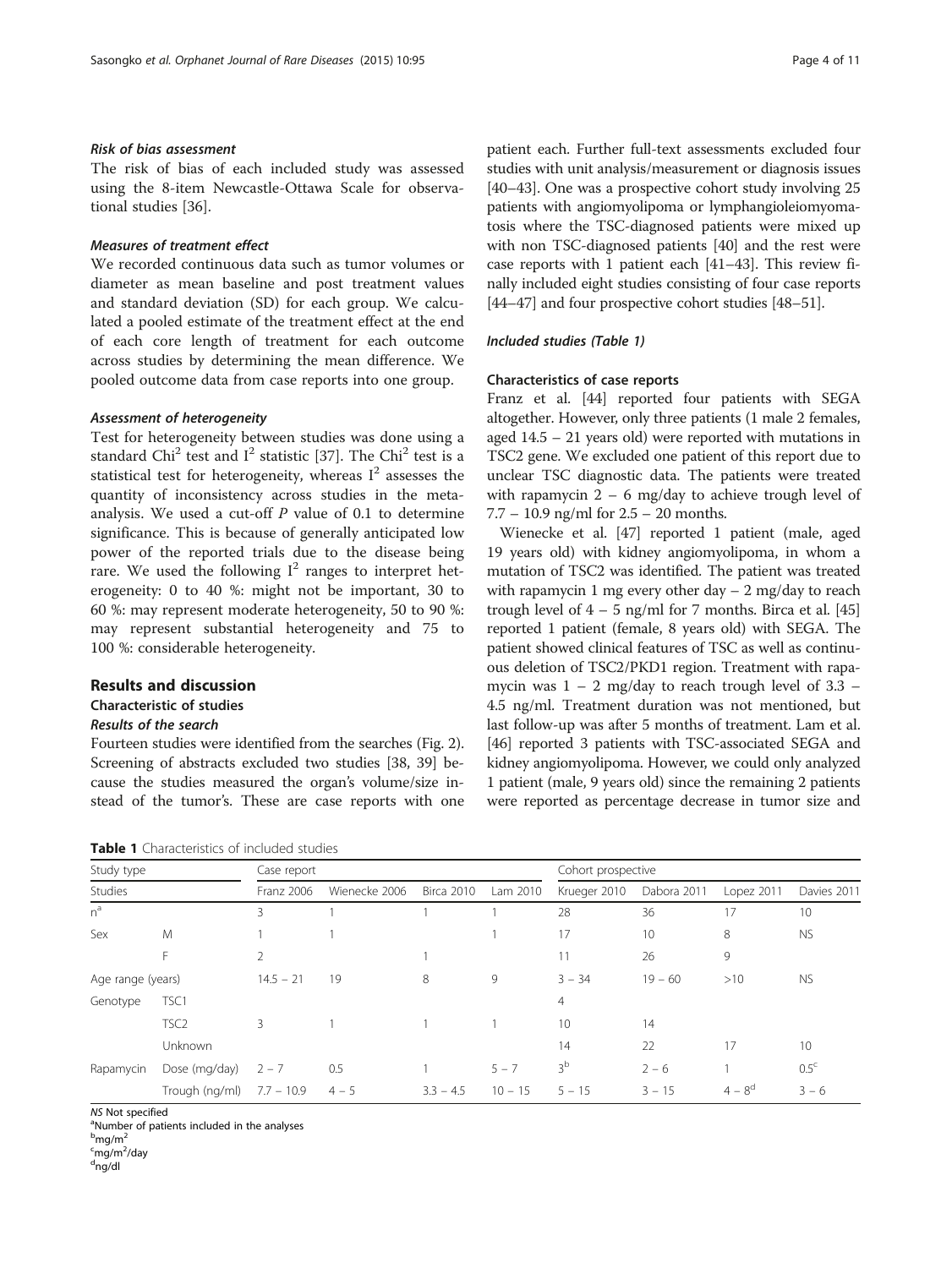#### *Risk of bias assessment*

The risk of bias of each included study was assessed using the 8-item Newcastle-Ottawa Scale for observational studies [36].

#### *Measures of treatment effect*

We recorded continuous data such as tumor volumes or diameter as mean baseline and post treatment values and standard deviation (SD) for each group. We calculated a pooled estimate of the treatment effect at the end of each core length of treatment for each outcome across studies by determining the mean difference. We pooled outcome data from case reports into one group.

#### *Assessment of heterogeneity*

Test for heterogeneity between studies was done using a standard $Chi^2$ test and $I^2$ statistic [37]. The $Chi^2$ test is a statistical test for heterogeneity, whereas $I^2$ assesses the quantity of inconsistency across studies in the meta-analysis. We used a cut-off $P$ value of 0.1 to determine significance. This is because of generally anticipated low power of the reported trials due to the disease being rare. We used the following $I^2$ ranges to interpret heterogeneity: 0 to 40 %: might not be important, 30 to 60 %: may represent moderate heterogeneity, 50 to 90 %: may represent substantial heterogeneity and 75 to 100 %: considerable heterogeneity.

## Results and discussion

### Characteristic of studies

#### *Results of the search*

Fourteen studies were identified from the searches (Fig. 2). Screening of abstracts excluded two studies [38, 39] because the studies measured the organ's volume/size instead of the tumor's. These are case reports with one patient each. Further full-text assessments excluded four studies with unit analysis/measurement or diagnosis issues [40–43]. One was a prospective cohort study involving 25 patients with angiomyolipoma or lymphangioleiomyomatosis where the TSC-diagnosed patients were mixed up with non TSC-diagnosed patients [40] and the rest were case reports with 1 patient each [41–43]. This review finally included eight studies consisting of four case reports [44–47] and four prospective cohort studies [48–51].

#### *Included studies (Table 1)*

### Characteristics of case reports

Franz et al. [44] reported four patients with SEGA altogether. However, only three patients (1 male 2 females, aged 14.5 – 21 years old) were reported with mutations in TSC2 gene. We excluded one patient of this report due to unclear TSC diagnostic data. The patients were treated with rapamycin 2 – 6 mg/day to achieve trough level of 7.7 – 10.9 ng/ml for 2.5 – 20 months.

Wienecke et al. [47] reported 1 patient (male, aged 19 years old) with kidney angiomyolipoma, in whom a mutation of TSC2 was identified. The patient was treated with rapamycin 1 mg every other day – 2 mg/day to reach trough level of 4 – 5 ng/ml for 7 months. Birca et al. [45] reported 1 patient (female, 8 years old) with SEGA. The patient showed clinical features of TSC as well as continuous deletion of TSC2/PKD1 region. Treatment with rapamycin was 1 – 2 mg/day to reach trough level of 3.3 – 4.5 ng/ml. Treatment duration was not mentioned, but last follow-up was after 5 months of treatment. Lam et al. [46] reported 3 patients with TSC-associated SEGA and kidney angiomyolipoma. However, we could only analyzed 1 patient (male, 9 years old) since the remaining 2 patients were reported as percentage decrease in tumor size and

**Table 1** Characteristics of included studies

| Study type | | Case report | | | | Cohort prospective | | | |
|---|---|---|---|---|---|---|---|---|---|
| Studies | | Franz 2006 | Wienecke 2006 | Birca 2010 | Lam 2010 | Krueger 2010 | Dabora 2011 | Lopez 2011 | Davies 2011 |
| n[a] | | 3 | 1 | 1 | 1 | 28 | 36 | 17 | 10 |
| Sex | M | 1 | 1 | | 1 | 17 | 10 | 8 | NS |
| | F | 2 | | 1 | | 11 | 26 | 9 | |
| Age range (years) | | 14.5 – 21 | 19 | 8 | 9 | 3 – 34 | 19 – 60 | >10 | NS |
| Genotype | TSC1 | | | | | 4 | | | |
| | TSC2 | 3 | 1 | 1 | 1 | 10 | 14 | | |
| | Unknown | | | | | 14 | 22 | 17 | 10 |
| Rapamycin | Dose (mg/day) | 2 – 7 | 0.5 | 1 | 5 – 7 | 3[b] | 2 – 6 | 1 | 0.5[c] |
| | Trough (ng/ml) | 7.7 – 10.9 | 4 – 5 | 3.3 – 4.5 | 10 – 15 | 5 – 15 | 3 – 15 | 4 – 8[d] | 3 – 6 |

*NS* Not specified
[a]Number of patients included in the analyses
[b]$mg/m^2$
[c]$mg/m^2/day$
[d]ng/dl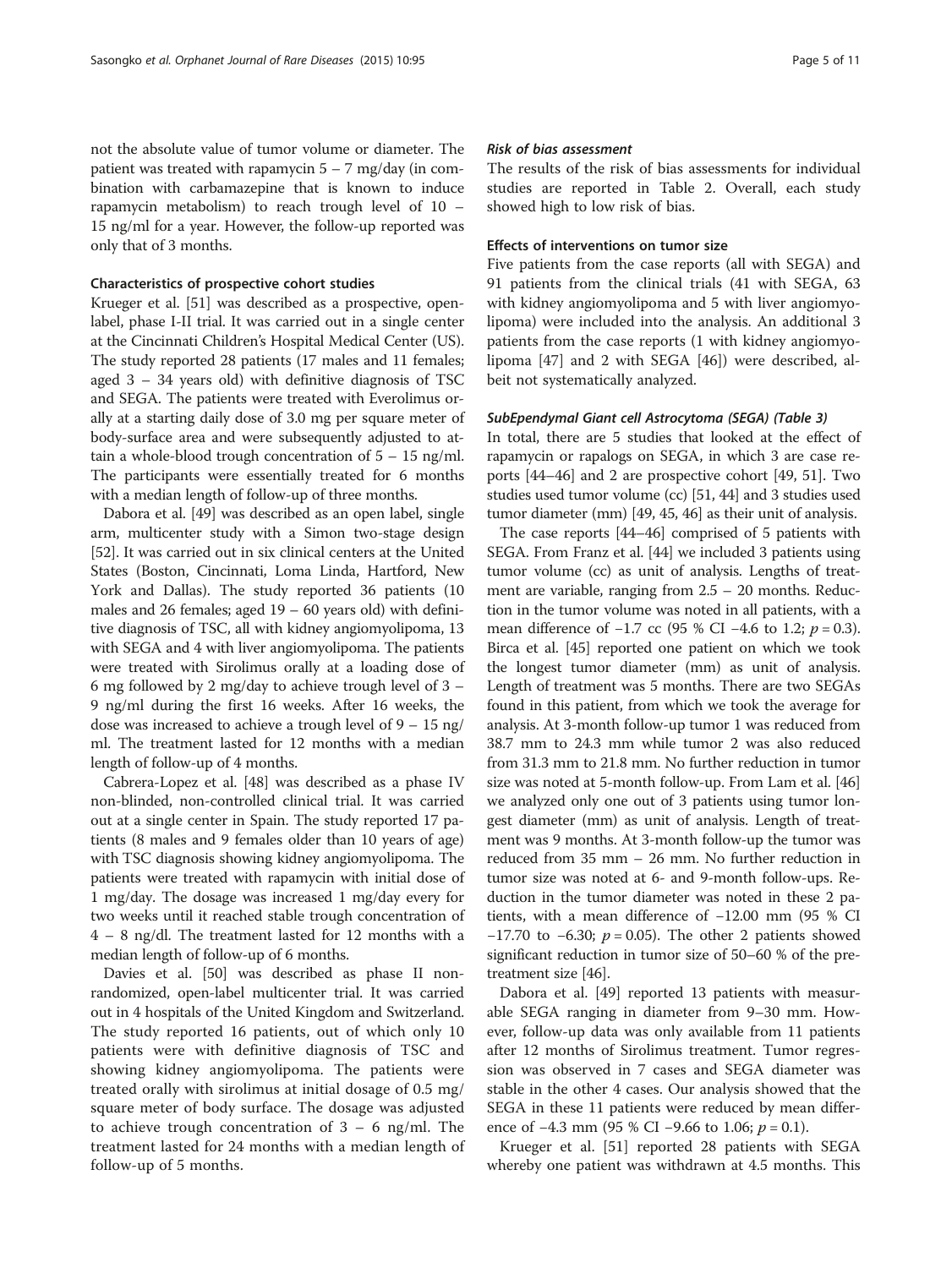not the absolute value of tumor volume or diameter. The patient was treated with rapamycin 5 – 7 mg/day (in combination with carbamazepine that is known to induce rapamycin metabolism) to reach trough level of 10 – 15 ng/ml for a year. However, the follow-up reported was only that of 3 months.

#### Characteristics of prospective cohort studies

Krueger et al. [51] was described as a prospective, open-label, phase I-II trial. It was carried out in a single center at the Cincinnati Children's Hospital Medical Center (US). The study reported 28 patients (17 males and 11 females; aged 3 – 34 years old) with definitive diagnosis of TSC and SEGA. The patients were treated with Everolimus orally at a starting daily dose of 3.0 mg per square meter of body-surface area and were subsequently adjusted to attain a whole-blood trough concentration of 5 – 15 ng/ml. The participants were essentially treated for 6 months with a median length of follow-up of three months.

Dabora et al. [49] was described as an open label, single arm, multicenter study with a Simon two-stage design [52]. It was carried out in six clinical centers at the United States (Boston, Cincinnati, Loma Linda, Hartford, New York and Dallas). The study reported 36 patients (10 males and 26 females; aged 19 – 60 years old) with definitive diagnosis of TSC, all with kidney angiomyolipoma, 13 with SEGA and 4 with liver angiomyolipoma. The patients were treated with Sirolimus orally at a loading dose of 6 mg followed by 2 mg/day to achieve trough level of 3 – 9 ng/ml during the first 16 weeks. After 16 weeks, the dose was increased to achieve a trough level of 9 – 15 ng/ml. The treatment lasted for 12 months with a median length of follow-up of 4 months.

Cabrera-Lopez et al. [48] was described as a phase IV non-blinded, non-controlled clinical trial. It was carried out at a single center in Spain. The study reported 17 patients (8 males and 9 females older than 10 years of age) with TSC diagnosis showing kidney angiomyolipoma. The patients were treated with rapamycin with initial dose of 1 mg/day. The dosage was increased 1 mg/day every for two weeks until it reached stable trough concentration of 4 – 8 ng/dl. The treatment lasted for 12 months with a median length of follow-up of 6 months.

Davies et al. [50] was described as phase II non-randomized, open-label multicenter trial. It was carried out in 4 hospitals of the United Kingdom and Switzerland. The study reported 16 patients, out of which only 10 patients were with definitive diagnosis of TSC and showing kidney angiomyolipoma. The patients were treated orally with sirolimus at initial dosage of 0.5 mg/square meter of body surface. The dosage was adjusted to achieve trough concentration of 3 – 6 ng/ml. The treatment lasted for 24 months with a median length of follow-up of 5 months.

#### *Risk of bias assessment*

The results of the risk of bias assessments for individual studies are reported in Table 2. Overall, each study showed high to low risk of bias.

#### Effects of interventions on tumor size

Five patients from the case reports (all with SEGA) and 91 patients from the clinical trials (41 with SEGA, 63 with kidney angiomyolipoma and 5 with liver angiomyolipoma) were included into the analysis. An additional 3 patients from the case reports (1 with kidney angiomyolipoma [47] and 2 with SEGA [46]) were described, albeit not systematically analyzed.

#### *SubEpendymal Giant cell Astrocytoma (SEGA) (Table 3)*

In total, there are 5 studies that looked at the effect of rapamycin or rapalogs on SEGA, in which 3 are case reports [44–46] and 2 are prospective cohort [49, 51]. Two studies used tumor volume (cc) [51, 44] and 3 studies used tumor diameter (mm) [49, 45, 46] as their unit of analysis.

The case reports [44–46] comprised of 5 patients with SEGA. From Franz et al. [44] we included 3 patients using tumor volume (cc) as unit of analysis. Lengths of treatment are variable, ranging from 2.5 – 20 months. Reduction in the tumor volume was noted in all patients, with a mean difference of −1.7 cc (95 % CI −4.6 to 1.2; $p = 0.3$). Birca et al. [45] reported one patient on which we took the longest tumor diameter (mm) as unit of analysis. Length of treatment was 5 months. There are two SEGAs found in this patient, from which we took the average for analysis. At 3-month follow-up tumor 1 was reduced from 38.7 mm to 24.3 mm while tumor 2 was also reduced from 31.3 mm to 21.8 mm. No further reduction in tumor size was noted at 5-month follow-up. From Lam et al. [46] we analyzed only one out of 3 patients using tumor longest diameter (mm) as unit of analysis. Length of treatment was 9 months. At 3-month follow-up the tumor was reduced from 35 mm – 26 mm. No further reduction in tumor size was noted at 6- and 9-month follow-ups. Reduction in the tumor diameter was noted in these 2 patients, with a mean difference of −12.00 mm (95 % CI −17.70 to −6.30; $p = 0.05$). The other 2 patients showed significant reduction in tumor size of 50–60 % of the pretreatment size [46].

Dabora et al. [49] reported 13 patients with measurable SEGA ranging in diameter from 9–30 mm. However, follow-up data was only available from 11 patients after 12 months of Sirolimus treatment. Tumor regression was observed in 7 cases and SEGA diameter was stable in the other 4 cases. Our analysis showed that the SEGA in these 11 patients were reduced by mean difference of −4.3 mm (95 % CI −9.66 to 1.06; $p = 0.1$).

Krueger et al. [51] reported 28 patients with SEGA whereby one patient was withdrawn at 4.5 months. This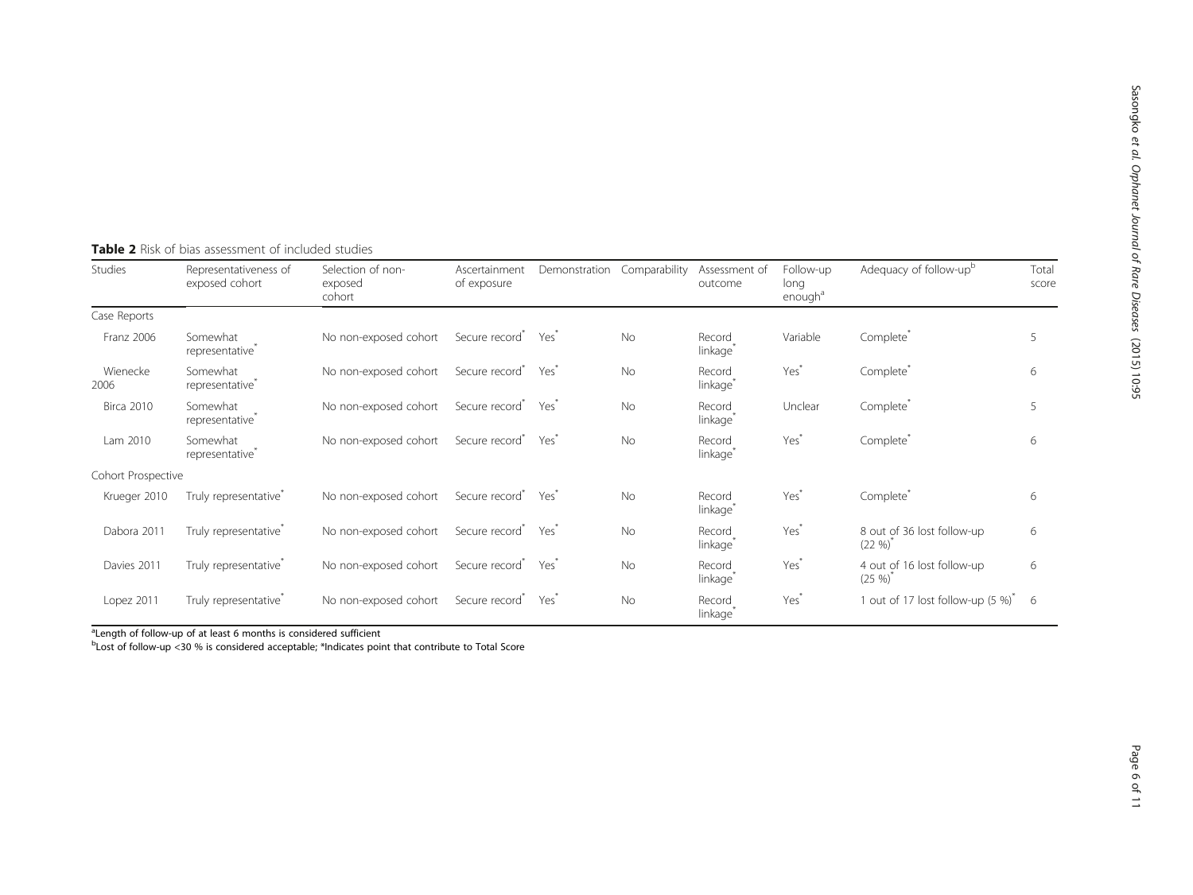**Table 2** Risk of bias assessment of included studies

| Studies | Representativeness of exposed cohort | Selection of non-exposed cohort | Ascertainment of exposure | Demonstration | Comparability | Assessment of outcome | Follow-up long enough[a] | Adequacy of follow-up[b] | Total score |
|---|---|---|---|---|---|---|---|---|---|
| Case Reports | | | | | | | | | |
| Franz 2006 | Somewhat representative* | No non-exposed cohort | Secure record* | Yes* | No | Record linkage* | Variable | Complete* | 5 |
| Wienecke 2006 | Somewhat representative* | No non-exposed cohort | Secure record* | Yes* | No | Record linkage* | Yes* | Complete* | 6 |
| Birca 2010 | Somewhat representative* | No non-exposed cohort | Secure record* | Yes* | No | Record linkage* | Unclear | Complete* | 5 |
| Lam 2010 | Somewhat representative* | No non-exposed cohort | Secure record* | Yes* | No | Record linkage* | Yes* | Complete* | 6 |
| Cohort Prospective | | | | | | | | | |
| Krueger 2010 | Truly representative* | No non-exposed cohort | Secure record* | Yes* | No | Record linkage* | Yes* | Complete* | 6 |
| Dabora 2011 | Truly representative* | No non-exposed cohort | Secure record* | Yes* | No | Record linkage* | Yes* | 8 out of 36 lost follow-up (22 %)* | 6 |
| Davies 2011 | Truly representative* | No non-exposed cohort | Secure record* | Yes* | No | Record linkage* | Yes* | 4 out of 16 lost follow-up (25 %)* | 6 |
| Lopez 2011 | Truly representative* | No non-exposed cohort | Secure record* | Yes* | No | Record linkage* | Yes* | 1 out of 17 lost follow-up (5 %)* | 6 |

[a]Length of follow-up of at least 6 months is considered sufficient

[b]Lost of follow-up <30 % is considered acceptable; *Indicates point that contribute to Total Score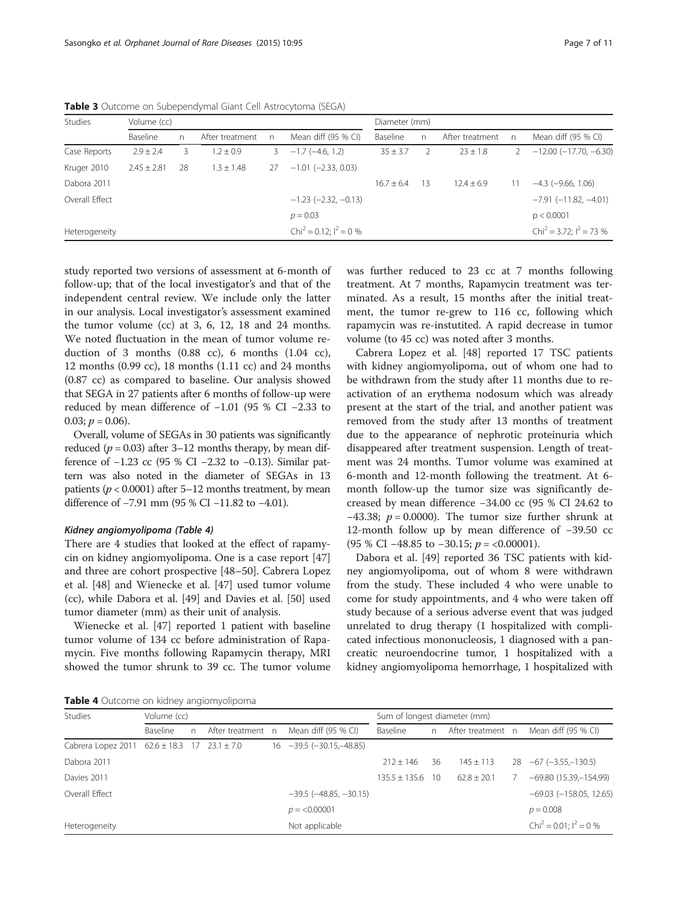**Table 3** Outcome on Subependymal Giant Cell Astrocytoma (SEGA)

| Studies | Volume (cc) | | | | | Diameter (mm) | | | | |
|---|---|---|---|---|---|---|---|---|---|---|
| | Baseline | n | After treatment | n | Mean diff (95 % CI) | Baseline | n | After treatment | n | Mean diff (95 % CI) |
| Case Reports | 2.9 ± 2.4 | 3 | 1.2 ± 0.9 | 3 | −1.7 (−4.6, 1.2) | 35 ± 3.7 | 2 | 23 ± 1.8 | 2 | −12.00 (−17.70, −6.30) |
| Kruger 2010 | 2.45 ± 2.81 | 28 | 1.3 ± 1.48 | 27 | −1.01 (−2.33, 0.03) | | | | | |
| Dabora 2011 | | | | | | 16.7 ± 6.4 | 13 | 12.4 ± 6.9 | 11 | −4.3 (−9.66, 1.06) |
| Overall Effect | | | | | −1.23 (−2.32, −0.13) | | | | | −7.91 (−11.82, −4.01) |
| | | | | | $p = 0.03$ | | | | | $p < 0.0001$ |
| Heterogeneity | | | | | $Chi^2 = 0.12$; $I^2 = 0$ % | | | | | $Chi^2 = 3.72$; $I^2 = 73$ % |

study reported two versions of assessment at 6-month of follow-up; that of the local investigator's and that of the independent central review. We include only the latter in our analysis. Local investigator's assessment examined the tumor volume (cc) at 3, 6, 12, 18 and 24 months. We noted fluctuation in the mean of tumor volume reduction of 3 months (0.88 cc), 6 months (1.04 cc), 12 months (0.99 cc), 18 months (1.11 cc) and 24 months (0.87 cc) as compared to baseline. Our analysis showed that SEGA in 27 patients after 6 months of follow-up were reduced by mean difference of −1.01 (95 % CI −2.33 to 0.03; $p = 0.06$).

Overall, volume of SEGAs in 30 patients was significantly reduced ($p = 0.03$) after 3–12 months therapy, by mean difference of −1.23 cc (95 % CI −2.32 to −0.13). Similar pattern was also noted in the diameter of SEGAs in 13 patients ($p < 0.0001$) after 5–12 months treatment, by mean difference of −7.91 mm (95 % CI −11.82 to −4.01).

#### *Kidney angiomyolipoma (Table 4)*

There are 4 studies that looked at the effect of rapamycin on kidney angiomyolipoma. One is a case report [47] and three are cohort prospective [48–50]. Cabrera Lopez et al. [48] and Wienecke et al. [47] used tumor volume (cc), while Dabora et al. [49] and Davies et al. [50] used tumor diameter (mm) as their unit of analysis.

Wienecke et al. [47] reported 1 patient with baseline tumor volume of 134 cc before administration of Rapamycin. Five months following Rapamycin therapy, MRI showed the tumor shrunk to 39 cc. The tumor volume was further reduced to 23 cc at 7 months following treatment. At 7 months, Rapamycin treatment was terminated. As a result, 15 months after the initial treatment, the tumor re-grew to 116 cc, following which rapamycin was re-instutited. A rapid decrease in tumor volume (to 45 cc) was noted after 3 months.

Cabrera Lopez et al. [48] reported 17 TSC patients with kidney angiomyolipoma, out of whom one had to be withdrawn from the study after 11 months due to reactivation of an erythema nodosum which was already present at the start of the trial, and another patient was removed from the study after 13 months of treatment due to the appearance of nephrotic proteinuria which disappeared after treatment suspension. Length of treatment was 24 months. Tumor volume was examined at 6-month and 12-month following the treatment. At 6-month follow-up the tumor size was significantly decreased by mean difference −34.00 cc (95 % CI 24.62 to −43.38; $p = 0.0000$). The tumor size further shrunk at 12-month follow up by mean difference of −39.50 cc (95 % CI −48.85 to −30.15; $p = <0.00001$).

Dabora et al. [49] reported 36 TSC patients with kidney angiomyolipoma, out of whom 8 were withdrawn from the study. These included 4 who were unable to come for study appointments, and 4 who were taken off study because of a serious adverse event that was judged unrelated to drug therapy (1 hospitalized with complicated infectious mononucleosis, 1 diagnosed with a pancreatic neuroendocrine tumor, 1 hospitalized with a kidney angiomyolipoma hemorrhage, 1 hospitalized with

**Table 4** Outcome on kidney angiomyolipoma

| Studies | Volume (cc) | | | | | Sum of longest diameter (mm) | | | | |
|---|---|---|---|---|---|---|---|---|---|---|
| | Baseline | n | After treatment | n | Mean diff (95 % CI) | Baseline | n | After treatment | n | Mean diff (95 % CI) |
| Cabrera Lopez 2011 | 62.6 ± 18.3 | 17 | 23.1 ± 7.0 | 16 | −39.5 (−30.15,−48.85) | | | | | |
| Dabora 2011 | | | | | | 212 ± 146 | 36 | 145 ± 113 | 28 | −67 (−3.55,−130.5) |
| Davies 2011 | | | | | | 135.5 ± 135.6 | 10 | 62.8 ± 20.1 | 7 | −69.80 (15.39,−154.99) |
| Overall Effect | | | | | −39.5 (−48.85, −30.15) | | | | | −69.03 (−158.05, 12.65) |
| | | | | | $p = <0.00001$ | | | | | $p = 0.008$ |
| Heterogeneity | | | | | Not applicable | | | | | $Chi^2 = 0.01$; $I^2 = 0$ % |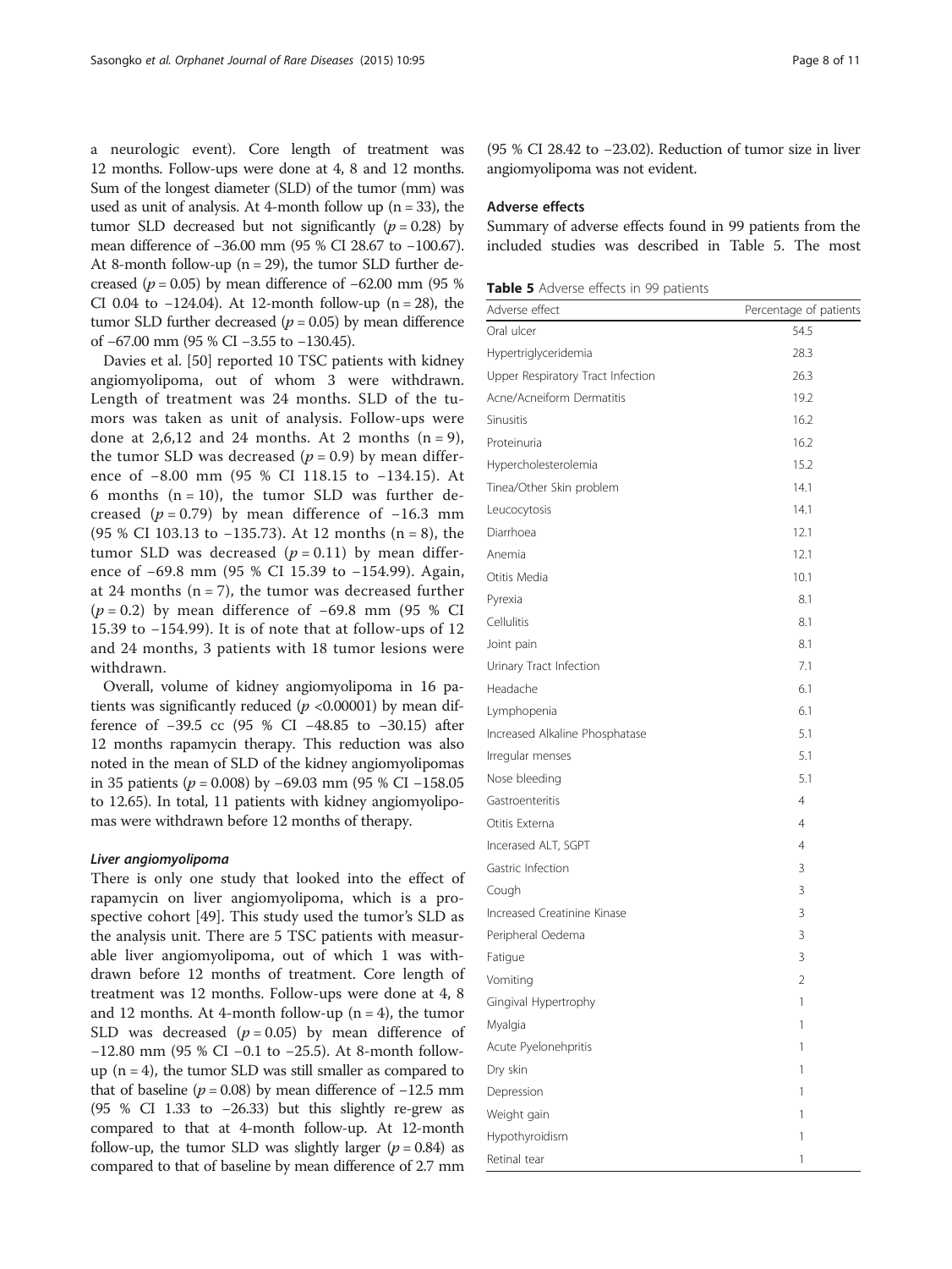a neurologic event). Core length of treatment was 12 months. Follow-ups were done at 4, 8 and 12 months. Sum of the longest diameter (SLD) of the tumor (mm) was used as unit of analysis. At 4-month follow up ($n = 33$), the tumor SLD decreased but not significantly ($p = 0.28$) by mean difference of −36.00 mm (95 % CI 28.67 to −100.67). At 8-month follow-up ($n = 29$), the tumor SLD further decreased ($p = 0.05$) by mean difference of −62.00 mm (95 % CI 0.04 to −124.04). At 12-month follow-up ($n = 28$), the tumor SLD further decreased ($p = 0.05$) by mean difference of −67.00 mm (95 % CI −3.55 to −130.45).

Davies et al. [50] reported 10 TSC patients with kidney angiomyolipoma, out of whom 3 were withdrawn. Length of treatment was 24 months. SLD of the tumors was taken as unit of analysis. Follow-ups were done at 2,6,12 and 24 months. At 2 months ($n = 9$), the tumor SLD was decreased ($p = 0.9$) by mean difference of −8.00 mm (95 % CI 118.15 to −134.15). At 6 months ($n = 10$), the tumor SLD was further decreased ($p = 0.79$) by mean difference of −16.3 mm (95 % CI 103.13 to −135.73). At 12 months ($n = 8$), the tumor SLD was decreased ($p = 0.11$) by mean difference of −69.8 mm (95 % CI 15.39 to −154.99). Again, at 24 months ($n = 7$), the tumor was decreased further ($p = 0.2$) by mean difference of −69.8 mm (95 % CI 15.39 to −154.99). It is of note that at follow-ups of 12 and 24 months, 3 patients with 18 tumor lesions were withdrawn.

Overall, volume of kidney angiomyolipoma in 16 patients was significantly reduced ($p < 0.00001$) by mean difference of −39.5 cc (95 % CI −48.85 to −30.15) after 12 months rapamycin therapy. This reduction was also noted in the mean of SLD of the kidney angiomyolipomas in 35 patients ($p = 0.008$) by −69.03 mm (95 % CI −158.05 to 12.65). In total, 11 patients with kidney angiomyolipomas were withdrawn before 12 months of therapy.

#### *Liver angiomyolipoma*

There is only one study that looked into the effect of rapamycin on liver angiomyolipoma, which is a prospective cohort [49]. This study used the tumor's SLD as the analysis unit. There are 5 TSC patients with measurable liver angiomyolipoma, out of which 1 was withdrawn before 12 months of treatment. Core length of treatment was 12 months. Follow-ups were done at 4, 8 and 12 months. At 4-month follow-up ($n = 4$), the tumor SLD was decreased ($p = 0.05$) by mean difference of −12.80 mm (95 % CI −0.1 to −25.5). At 8-month follow-up ($n = 4$), the tumor SLD was still smaller as compared to that of baseline ($p = 0.08$) by mean difference of −12.5 mm (95 % CI 1.33 to −26.33) but this slightly re-grew as compared to that at 4-month follow-up. At 12-month follow-up, the tumor SLD was slightly larger ($p = 0.84$) as compared to that of baseline by mean difference of 2.7 mm (95 % CI 28.42 to −23.02). Reduction of tumor size in liver angiomyolipoma was not evident.

### Adverse effects

Summary of adverse effects found in 99 patients from the included studies was described in Table 5. The most

**Table 5** Adverse effects in 99 patients

| Adverse effect | Percentage of patients |
|---|---|
| Oral ulcer | 54.5 |
| Hypertriglyceridemia | 28.3 |
| Upper Respiratory Tract Infection | 26.3 |
| Acne/Acneiform Dermatitis | 19.2 |
| Sinusitis | 16.2 |
| Proteinuria | 16.2 |
| Hypercholesterolemia | 15.2 |
| Tinea/Other Skin problem | 14.1 |
| Leucocytosis | 14.1 |
| Diarrhoea | 12.1 |
| Anemia | 12.1 |
| Otitis Media | 10.1 |
| Pyrexia | 8.1 |
| Cellulitis | 8.1 |
| Joint pain | 8.1 |
| Urinary Tract Infection | 7.1 |
| Headache | 6.1 |
| Lymphopenia | 6.1 |
| Increased Alkaline Phosphatase | 5.1 |
| Irregular menses | 5.1 |
| Nose bleeding | 5.1 |
| Gastroenteritis | 4 |
| Otitis Externa | 4 |
| Incerased ALT, SGPT | 4 |
| Gastric Infection | 3 |
| Cough | 3 |
| Increased Creatinine Kinase | 3 |
| Peripheral Oedema | 3 |
| Fatigue | 3 |
| Vomiting | 2 |
| Gingival Hypertrophy | 1 |
| Myalgia | 1 |
| Acute Pyelonehpritis | 1 |
| Dry skin | 1 |
| Depression | 1 |
| Weight gain | 1 |
| Hypothyroidism | 1 |
| Retinal tear | 1 |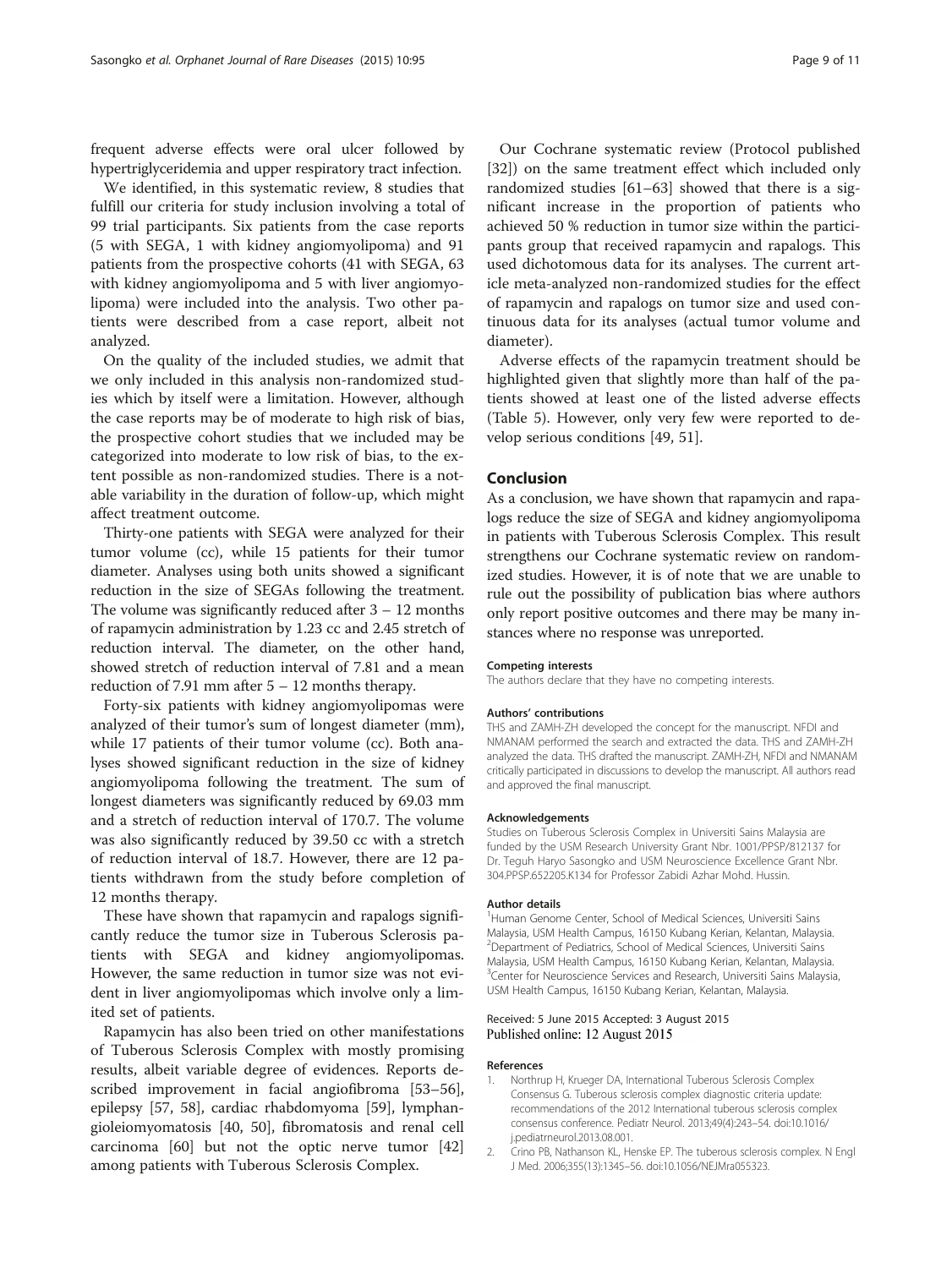frequent adverse effects were oral ulcer followed by hypertriglyceridemia and upper respiratory tract infection.

We identified, in this systematic review, 8 studies that fulfill our criteria for study inclusion involving a total of 99 trial participants. Six patients from the case reports (5 with SEGA, 1 with kidney angiomyolipoma) and 91 patients from the prospective cohorts (41 with SEGA, 63 with kidney angiomyolipoma and 5 with liver angiomyolipoma) were included into the analysis. Two other patients were described from a case report, albeit not analyzed.

On the quality of the included studies, we admit that we only included in this analysis non-randomized studies which by itself were a limitation. However, although the case reports may be of moderate to high risk of bias, the prospective cohort studies that we included may be categorized into moderate to low risk of bias, to the extent possible as non-randomized studies. There is a notable variability in the duration of follow-up, which might affect treatment outcome.

Thirty-one patients with SEGA were analyzed for their tumor volume (cc), while 15 patients for their tumor diameter. Analyses using both units showed a significant reduction in the size of SEGAs following the treatment. The volume was significantly reduced after 3 – 12 months of rapamycin administration by 1.23 cc and 2.45 stretch of reduction interval. The diameter, on the other hand, showed stretch of reduction interval of 7.81 and a mean reduction of 7.91 mm after 5 – 12 months therapy.

Forty-six patients with kidney angiomyolipomas were analyzed of their tumor's sum of longest diameter (mm), while 17 patients of their tumor volume (cc). Both analyses showed significant reduction in the size of kidney angiomyolipoma following the treatment. The sum of longest diameters was significantly reduced by 69.03 mm and a stretch of reduction interval of 170.7. The volume was also significantly reduced by 39.50 cc with a stretch of reduction interval of 18.7. However, there are 12 patients withdrawn from the study before completion of 12 months therapy.

These have shown that rapamycin and rapalogs significantly reduce the tumor size in Tuberous Sclerosis patients with SEGA and kidney angiomyolipomas. However, the same reduction in tumor size was not evident in liver angiomyolipomas which involve only a limited set of patients.

Rapamycin has also been tried on other manifestations of Tuberous Sclerosis Complex with mostly promising results, albeit variable degree of evidences. Reports described improvement in facial angiofibroma [53–56], epilepsy [57, 58], cardiac rhabdomyoma [59], lymphangioleiomyomatosis [40, 50], fibromatosis and renal cell carcinoma [60] but not the optic nerve tumor [42] among patients with Tuberous Sclerosis Complex.

Our Cochrane systematic review (Protocol published [32]) on the same treatment effect which included only randomized studies [61–63] showed that there is a significant increase in the proportion of patients who achieved 50 % reduction in tumor size within the participants group that received rapamycin and rapalogs. This used dichotomous data for its analyses. The current article meta-analyzed non-randomized studies for the effect of rapamycin and rapalogs on tumor size and used continuous data for its analyses (actual tumor volume and diameter).

Adverse effects of the rapamycin treatment should be highlighted given that slightly more than half of the patients showed at least one of the listed adverse effects (Table 5). However, only very few were reported to develop serious conditions [49, 51].

## Conclusion

As a conclusion, we have shown that rapamycin and rapalogs reduce the size of SEGA and kidney angiomyolipoma in patients with Tuberous Sclerosis Complex. This result strengthens our Cochrane systematic review on randomized studies. However, it is of note that we are unable to rule out the possibility of publication bias where authors only report positive outcomes and there may be many instances where no response was unreported.

#### Competing interests

The authors declare that they have no competing interests.

#### Authors' contributions

THS and ZAMH-ZH developed the concept for the manuscript. NFDI and NMANAM performed the search and extracted the data. THS and ZAMH-ZH analyzed the data. THS drafted the manuscript. ZAMH-ZH, NFDI and NMANAM critically participated in discussions to develop the manuscript. All authors read and approved the final manuscript.

#### Acknowledgements

Studies on Tuberous Sclerosis Complex in Universiti Sains Malaysia are funded by the USM Research University Grant Nbr. 1001/PPSP/812137 for Dr. Teguh Haryo Sasongko and USM Neuroscience Excellence Grant Nbr. 304.PPSP.652205.K134 for Professor Zabidi Azhar Mohd. Hussin.

#### Author details

[1]Human Genome Center, School of Medical Sciences, Universiti Sains Malaysia, USM Health Campus, 16150 Kubang Kerian, Kelantan, Malaysia. [2]Department of Pediatrics, School of Medical Sciences, Universiti Sains Malaysia, USM Health Campus, 16150 Kubang Kerian, Kelantan, Malaysia. [3]Center for Neuroscience Services and Research, Universiti Sains Malaysia, USM Health Campus, 16150 Kubang Kerian, Kelantan, Malaysia.

Received: 5 June 2015 Accepted: 3 August 2015
Published online: 12 August 2015

#### References

1. Northrup H, Krueger DA, International Tuberous Sclerosis Complex Consensus G. Tuberous sclerosis complex diagnostic criteria update: recommendations of the 2012 International tuberous sclerosis complex consensus conference. Pediatr Neurol. 2013;49(4):243–54. doi:10.1016/j.pediatrneurol.2013.08.001.
2. Crino PB, Nathanson KL, Henske EP. The tuberous sclerosis complex. N Engl J Med. 2006;355(13):1345–56. doi:10.1056/NEJMra055323.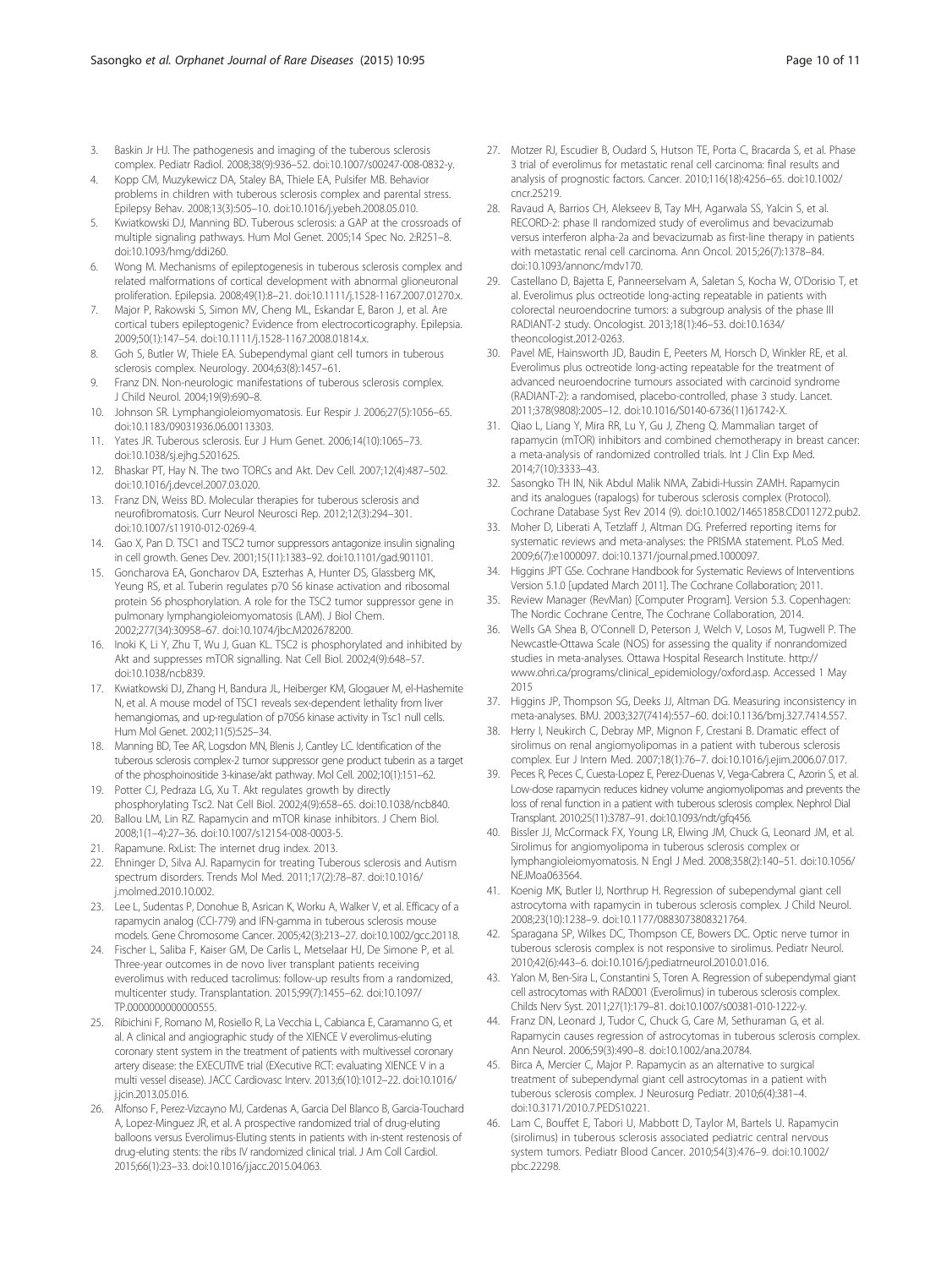3. Baskin Jr HJ. The pathogenesis and imaging of the tuberous sclerosis complex. Pediatr Radiol. 2008;38(9):936–52. doi:10.1007/s00247-008-0832-y.
4. Kopp CM, Muzykewicz DA, Staley BA, Thiele EA, Pulsifer MB. Behavior problems in children with tuberous sclerosis complex and parental stress. Epilepsy Behav. 2008;13(3):505–10. doi:10.1016/j.yebeh.2008.05.010.
5. Kwiatkowski DJ, Manning BD. Tuberous sclerosis: a GAP at the crossroads of multiple signaling pathways. Hum Mol Genet. 2005;14 Spec No. 2:R251–8. doi:10.1093/hmg/ddi260.
6. Wong M. Mechanisms of epileptogenesis in tuberous sclerosis complex and related malformations of cortical development with abnormal glioneuronal proliferation. Epilepsia. 2008;49(1):8–21. doi:10.1111/j.1528-1167.2007.01270.x.
7. Major P, Rakowski S, Simon MV, Cheng ML, Eskandar E, Baron J, et al. Are cortical tubers epileptogenic? Evidence from electrocorticography. Epilepsia. 2009;50(1):147–54. doi:10.1111/j.1528-1167.2008.01814.x.
8. Goh S, Butler W, Thiele EA. Subependymal giant cell tumors in tuberous sclerosis complex. Neurology. 2004;63(8):1457–61.
9. Franz DN. Non-neurologic manifestations of tuberous sclerosis complex. J Child Neurol. 2004;19(9):690–8.
10. Johnson SR. Lymphangioleiomyomatosis. Eur Respir J. 2006;27(5):1056–65. doi:10.1183/09031936.06.00113303.
11. Yates JR. Tuberous sclerosis. Eur J Hum Genet. 2006;14(10):1065–73. doi:10.1038/sj.ejhg.5201625.
12. Bhaskar PT, Hay N. The two TORCs and Akt. Dev Cell. 2007;12(4):487–502. doi:10.1016/j.devcel.2007.03.020.
13. Franz DN, Weiss BD. Molecular therapies for tuberous sclerosis and neurofibromatosis. Curr Neurol Neurosci Rep. 2012;12(3):294–301. doi:10.1007/s11910-012-0269-4.
14. Gao X, Pan D. TSC1 and TSC2 tumor suppressors antagonize insulin signaling in cell growth. Genes Dev. 2001;15(11):1383–92. doi:10.1101/gad.901101.
15. Goncharova EA, Goncharov DA, Eszterhas A, Hunter DS, Glassberg MK, Yeung RS, et al. Tuberin regulates p70 S6 kinase activation and ribosomal protein S6 phosphorylation. A role for the TSC2 tumor suppressor gene in pulmonary lymphangioleiomyomatosis (LAM). J Biol Chem. 2002;277(34):30958–67. doi:10.1074/jbc.M202678200.
16. Inoki K, Li Y, Zhu T, Wu J, Guan KL. TSC2 is phosphorylated and inhibited by Akt and suppresses mTOR signalling. Nat Cell Biol. 2002;4(9):648–57. doi:10.1038/ncb839.
17. Kwiatkowski DJ, Zhang H, Bandura JL, Heiberger KM, Glogauer M, el-Hashemite N, et al. A mouse model of TSC1 reveals sex-dependent lethality from liver hemangiomas, and up-regulation of p70S6 kinase activity in Tsc1 null cells. Hum Mol Genet. 2002;11(5):525–34.
18. Manning BD, Tee AR, Logsdon MN, Blenis J, Cantley LC. Identification of the tuberous sclerosis complex-2 tumor suppressor gene product tuberin as a target of the phosphoinositide 3-kinase/akt pathway. Mol Cell. 2002;10(1):151–62.
19. Potter CJ, Pedraza LG, Xu T. Akt regulates growth by directly phosphorylating Tsc2. Nat Cell Biol. 2002;4(9):658–65. doi:10.1038/ncb840.
20. Ballou LM, Lin RZ. Rapamycin and mTOR kinase inhibitors. J Chem Biol. 2008;1(1–4):27–36. doi:10.1007/s12154-008-0003-5.
21. Rapamune. RxList: The internet drug index. 2013.
22. Ehninger D, Silva AJ. Rapamycin for treating Tuberous sclerosis and Autism spectrum disorders. Trends Mol Med. 2011;17(2):78–87. doi:10.1016/j.molmed.2010.10.002.
23. Lee L, Sudentas P, Donohue B, Asrican K, Worku A, Walker V, et al. Efficacy of a rapamycin analog (CCI-779) and IFN-gamma in tuberous sclerosis mouse models. Gene Chromosome Cancer. 2005;42(3):213–27. doi:10.1002/gcc.20118.
24. Fischer L, Saliba F, Kaiser GM, De Carlis L, Metselaar HJ, De Simone P, et al. Three-year outcomes in de novo liver transplant patients receiving everolimus with reduced tacrolimus: follow-up results from a randomized, multicenter study. Transplantation. 2015;99(7):1455–62. doi:10.1097/TP.0000000000000555.
25. Ribichini F, Romano M, Rosiello R, La Vecchia L, Cabianca E, Caramanno G, et al. A clinical and angiographic study of the XIENCE V everolimus-eluting coronary stent system in the treatment of patients with multivessel coronary artery disease: the EXECUTIVE trial (EXecutive RCT: evaluating XIENCE V in a multi vessel disease). JACC Cardiovasc Interv. 2013;6(10):1012–22. doi:10.1016/j.jcin.2013.05.016.
26. Alfonso F, Perez-Vizcayno MJ, Cardenas A, Garcia Del Blanco B, Garcia-Touchard A, Lopez-Minguez JR, et al. A prospective randomized trial of drug-eluting balloons versus Everolimus-Eluting stents in patients with in-stent restenosis of drug-eluting stents: the ribs IV randomized clinical trial. J Am Coll Cardiol. 2015;66(1):23–33. doi:10.1016/j.jacc.2015.04.063.
27. Motzer RJ, Escudier B, Oudard S, Hutson TE, Porta C, Bracarda S, et al. Phase 3 trial of everolimus for metastatic renal cell carcinoma: final results and analysis of prognostic factors. Cancer. 2010;116(18):4256–65. doi:10.1002/cncr.25219.
28. Ravaud A, Barrios CH, Alekseev B, Tay MH, Agarwala SS, Yalcin S, et al. RECORD-2: phase II randomized study of everolimus and bevacizumab versus interferon alpha-2a and bevacizumab as first-line therapy in patients with metastatic renal cell carcinoma. Ann Oncol. 2015;26(7):1378–84. doi:10.1093/annonc/mdv170.
29. Castellano D, Bajetta E, Panneerselvam A, Saletan S, Kocha W, O'Dorisio T, et al. Everolimus plus octreotide long-acting repeatable in patients with colorectal neuroendocrine tumors: a subgroup analysis of the phase III RADIANT-2 study. Oncologist. 2013;18(1):46–53. doi:10.1634/theoncologist.2012-0263.
30. Pavel ME, Hainsworth JD, Baudin E, Peeters M, Horsch D, Winkler RE, et al. Everolimus plus octreotide long-acting repeatable for the treatment of advanced neuroendocrine tumours associated with carcinoid syndrome (RADIANT-2): a randomised, placebo-controlled, phase 3 study. Lancet. 2011;378(9808):2005–12. doi:10.1016/S0140-6736(11)61742-X.
31. Qiao L, Liang Y, Mira RR, Lu Y, Gu J, Zheng Q. Mammalian target of rapamycin (mTOR) inhibitors and combined chemotherapy in breast cancer: a meta-analysis of randomized controlled trials. Int J Clin Exp Med. 2014;7(10):3333–43.
32. Sasongko TH IN, Nik Abdul Malik NMA, Zabidi-Hussin ZAMH. Rapamycin and its analogues (rapalogs) for tuberous sclerosis complex (Protocol). Cochrane Database Syst Rev 2014 (9). doi:10.1002/14651858.CD011272.pub2.
33. Moher D, Liberati A, Tetzlaff J, Altman DG. Preferred reporting items for systematic reviews and meta-analyses: the PRISMA statement. PLoS Med. 2009;6(7):e1000097. doi:10.1371/journal.pmed.1000097.
34. Higgins JPT GSe. Cochrane Handbook for Systematic Reviews of Interventions Version 5.1.0 [updated March 2011]. The Cochrane Collaboration; 2011.
35. Review Manager (RevMan) [Computer Program]. Version 5.3. Copenhagen: The Nordic Cochrane Centre, The Cochrane Collaboration, 2014.
36. Wells GA Shea B, O'Connell D, Peterson J, Welch V, Losos M, Tugwell P. The Newcastle-Ottawa Scale (NOS) for assessing the quality if nonrandomized studies in meta-analyses. Ottawa Hospital Research Institute. http://www.ohri.ca/programs/clinical_epidemiology/oxford.asp. Accessed 1 May 2015
37. Higgins JP, Thompson SG, Deeks JJ, Altman DG. Measuring inconsistency in meta-analyses. BMJ. 2003;327(7414):557–60. doi:10.1136/bmj.327.7414.557.
38. Herry I, Neukirch C, Debray MP, Mignon F, Crestani B. Dramatic effect of sirolimus on renal angiomyolipomas in a patient with tuberous sclerosis complex. Eur J Intern Med. 2007;18(1):76–7. doi:10.1016/j.ejim.2006.07.017.
39. Peces R, Peces C, Cuesta-Lopez E, Perez-Duenas V, Vega-Cabrera C, Azorin S, et al. Low-dose rapamycin reduces kidney volume angiomyolipomas and prevents the loss of renal function in a patient with tuberous sclerosis complex. Nephrol Dial Transplant. 2010;25(11):3787–91. doi:10.1093/ndt/gfq456.
40. Bissler JJ, McCormack FX, Young LR, Elwing JM, Chuck G, Leonard JM, et al. Sirolimus for angiomyolipoma in tuberous sclerosis complex or lymphangioleiomyomatosis. N Engl J Med. 2008;358(2):140–51. doi:10.1056/NEJMoa063564.
41. Koenig MK, Butler IJ, Northrup H. Regression of subependymal giant cell astrocytoma with rapamycin in tuberous sclerosis complex. J Child Neurol. 2008;23(10):1238–9. doi:10.1177/0883073808321764.
42. Sparagana SP, Wilkes DC, Thompson CE, Bowers DC. Optic nerve tumor in tuberous sclerosis complex is not responsive to sirolimus. Pediatr Neurol. 2010;42(6):443–6. doi:10.1016/j.pediatrneurol.2010.01.016.
43. Yalon M, Ben-Sira L, Constantini S, Toren A. Regression of subependymal giant cell astrocytomas with RAD001 (Everolimus) in tuberous sclerosis complex. Childs Nerv Syst. 2011;27(1):179–81. doi:10.1007/s00381-010-1222-y.
44. Franz DN, Leonard J, Tudor C, Chuck G, Care M, Sethuraman G, et al. Rapamycin causes regression of astrocytomas in tuberous sclerosis complex. Ann Neurol. 2006;59(3):490–8. doi:10.1002/ana.20784.
45. Birca A, Mercier C, Major P. Rapamycin as an alternative to surgical treatment of subependymal giant cell astrocytomas in a patient with tuberous sclerosis complex. J Neurosurg Pediatr. 2010;6(4):381–4. doi:10.3171/2010.7.PEDS10221.
46. Lam C, Bouffet E, Tabori U, Mabbott D, Taylor M, Bartels U. Rapamycin (sirolimus) in tuberous sclerosis associated pediatric central nervous system tumors. Pediatr Blood Cancer. 2010;54(3):476–9. doi:10.1002/pbc.22298.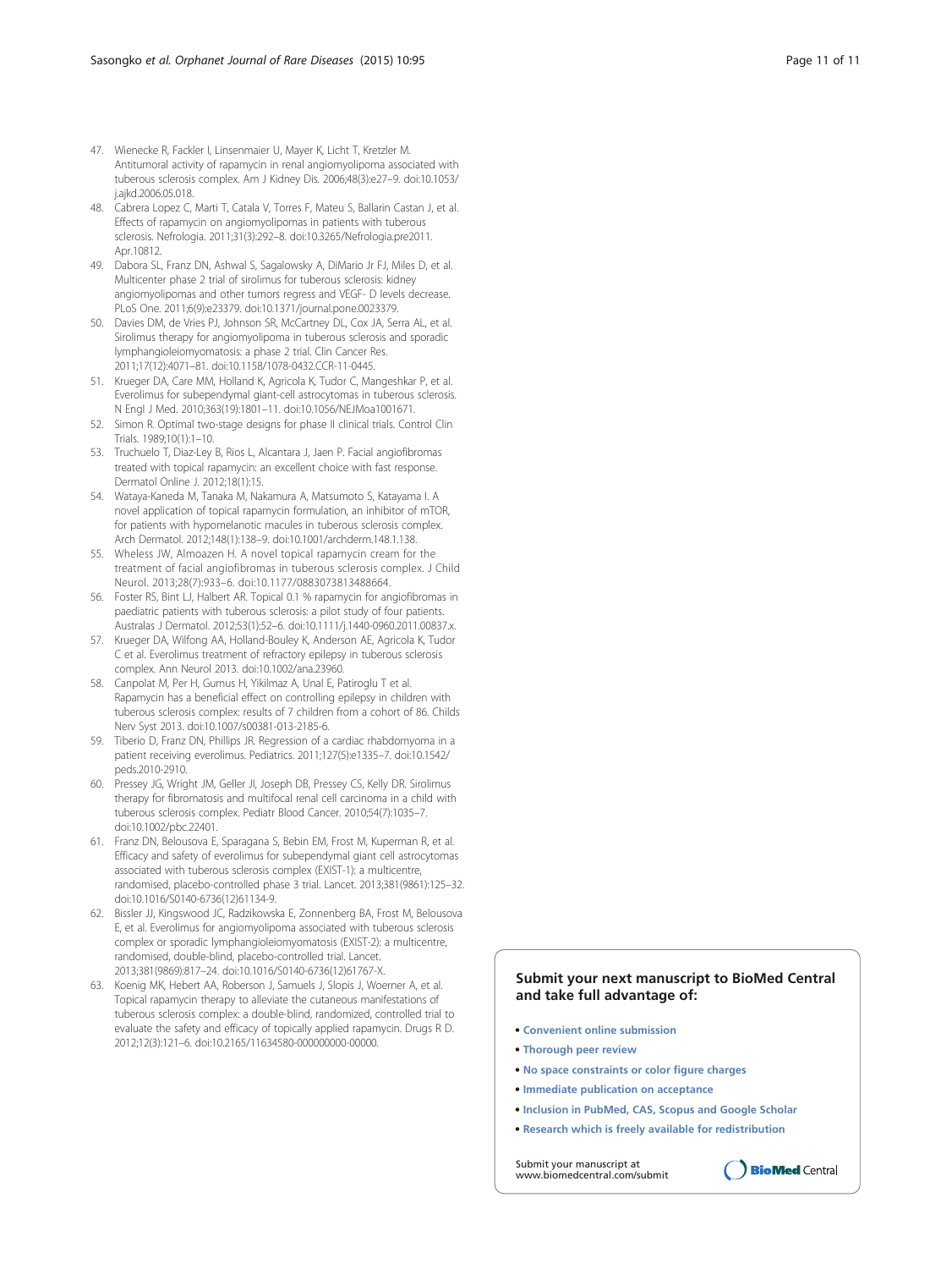47. Wienecke R, Fackler I, Linsenmaier U, Mayer K, Licht T, Kretzler M. Antitumoral activity of rapamycin in renal angiomyolipoma associated with tuberous sclerosis complex. Am J Kidney Dis. 2006;48(3):e27–9. doi:10.1053/j.ajkd.2006.05.018.
48. Cabrera Lopez C, Marti T, Catala V, Torres F, Mateu S, Ballarin Castan J, et al. Effects of rapamycin on angiomyolipomas in patients with tuberous sclerosis. Nefrologia. 2011;31(3):292–8. doi:10.3265/Nefrologia.pre2011.Apr.10812.
49. Dabora SL, Franz DN, Ashwal S, Sagalowsky A, DiMario Jr FJ, Miles D, et al. Multicenter phase 2 trial of sirolimus for tuberous sclerosis: kidney angiomyolipomas and other tumors regress and VEGF- D levels decrease. PLoS One. 2011;6(9):e23379. doi:10.1371/journal.pone.0023379.
50. Davies DM, de Vries PJ, Johnson SR, McCartney DL, Cox JA, Serra AL, et al. Sirolimus therapy for angiomyolipoma in tuberous sclerosis and sporadic lymphangioleiomyomatosis: a phase 2 trial. Clin Cancer Res. 2011;17(12):4071–81. doi:10.1158/1078-0432.CCR-11-0445.
51. Krueger DA, Care MM, Holland K, Agricola K, Tudor C, Mangeshkar P, et al. Everolimus for subependymal giant-cell astrocytomas in tuberous sclerosis. N Engl J Med. 2010;363(19):1801–11. doi:10.1056/NEJMoa1001671.
52. Simon R. Optimal two-stage designs for phase II clinical trials. Control Clin Trials. 1989;10(1):1–10.
53. Truchuelo T, Diaz-Ley B, Rios L, Alcantara J, Jaen P. Facial angiofibromas treated with topical rapamycin: an excellent choice with fast response. Dermatol Online J. 2012;18(1):15.
54. Wataya-Kaneda M, Tanaka M, Nakamura A, Matsumoto S, Katayama I. A novel application of topical rapamycin formulation, an inhibitor of mTOR, for patients with hypomelanotic macules in tuberous sclerosis complex. Arch Dermatol. 2012;148(1):138–9. doi:10.1001/archderm.148.1.138.
55. Wheless JW, Almoazen H. A novel topical rapamycin cream for the treatment of facial angiofibromas in tuberous sclerosis complex. J Child Neurol. 2013;28(7):933–6. doi:10.1177/0883073813488664.
56. Foster RS, Bint LJ, Halbert AR. Topical 0.1 % rapamycin for angiofibromas in paediatric patients with tuberous sclerosis: a pilot study of four patients. Australas J Dermatol. 2012;53(1):52–6. doi:10.1111/j.1440-0960.2011.00837.x.
57. Krueger DA, Wilfong AA, Holland-Bouley K, Anderson AE, Agricola K, Tudor C et al. Everolimus treatment of refractory epilepsy in tuberous sclerosis complex. Ann Neurol 2013. doi:10.1002/ana.23960.
58. Canpolat M, Per H, Gumus H, Yikilmaz A, Unal E, Patiroglu T et al. Rapamycin has a beneficial effect on controlling epilepsy in children with tuberous sclerosis complex: results of 7 children from a cohort of 86. Childs Nerv Syst 2013. doi:10.1007/s00381-013-2185-6.
59. Tiberio D, Franz DN, Phillips JR. Regression of a cardiac rhabdomyoma in a patient receiving everolimus. Pediatrics. 2011;127(5):e1335–7. doi:10.1542/peds.2010-2910.
60. Pressey JG, Wright JM, Geller JI, Joseph DB, Pressey CS, Kelly DR. Sirolimus therapy for fibromatosis and multifocal renal cell carcinoma in a child with tuberous sclerosis complex. Pediatr Blood Cancer. 2010;54(7):1035–7. doi:10.1002/pbc.22401.
61. Franz DN, Belousova E, Sparagana S, Bebin EM, Frost M, Kuperman R, et al. Efficacy and safety of everolimus for subependymal giant cell astrocytomas associated with tuberous sclerosis complex (EXIST-1): a multicentre, randomised, placebo-controlled phase 3 trial. Lancet. 2013;381(9861):125–32. doi:10.1016/S0140-6736(12)61134-9.
62. Bissler JJ, Kingswood JC, Radzikowska E, Zonnenberg BA, Frost M, Belousova E, et al. Everolimus for angiomyolipoma associated with tuberous sclerosis complex or sporadic lymphangioleiomyomatosis (EXIST-2): a multicentre, randomised, double-blind, placebo-controlled trial. Lancet. 2013;381(9869):817–24. doi:10.1016/S0140-6736(12)61767-X.
63. Koenig MK, Hebert AA, Roberson J, Samuels J, Slopis J, Woerner A, et al. Topical rapamycin therapy to alleviate the cutaneous manifestations of tuberous sclerosis complex: a double-blind, randomized, controlled trial to evaluate the safety and efficacy of topically applied rapamycin. Drugs R D. 2012;12(3):121–6. doi:10.2165/11634580-000000000-00000.

**Submit your next manuscript to BioMed Central and take full advantage of:**

- **Convenient online submission**
- **Thorough peer review**
- **No space constraints or color figure charges**
- **Immediate publication on acceptance**
- **Inclusion in PubMed, CAS, Scopus and Google Scholar**
- **Research which is freely available for redistribution**

Submit your manuscript at
www.biomedcentral.com/submit

BioMed Central